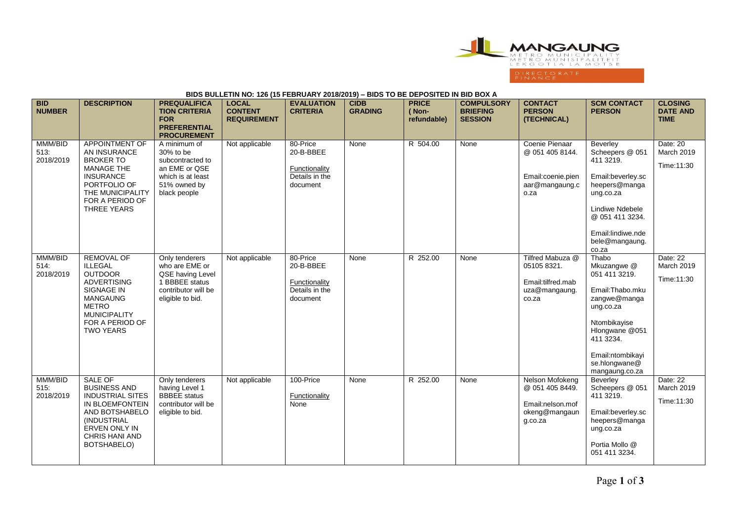**BIDS BULLETIN NO: 126 (15 FEBRUARY 2018/2019) – BIDS TO BE DEPOSITED IN BID BOX A**

| BID NUMBER | DESCRIPTION | PREQUALIFICATION CRITERIA FOR PREFERENTIAL PROCUREMENT | LOCAL CONTENT REQUIREMENT | EVALUATION CRITERIA | CIDB GRADING | PRICE (Non-refundable) | COMPULSORY BRIEFING SESSION | CONTACT PERSON (TECHNICAL) | SCM CONTACT PERSON | CLOSING DATE AND TIME |
|---|---|---|---|---|---|---|---|---|---|---|
| MMM/BID 513: 2018/2019 | APPOINTMENT OF AN INSURANCE BROKER TO MANAGE THE INSURANCE PORTFOLIO OF THE MUNICIPALITY FOR A PERIOD OF THREE YEARS | A minimum of 30% to be subcontracted to an EME or QSE which is at least 51% owned by black people | Not applicable | 80-Price 20-B-BBEE Functionality Details in the document | None | R 504.00 | None | Coenie Pienaar @ 051 405 8144. Email:coenie.pienaar@mangaung.co.za | Beverley Scheepers @ 051 411 3219. Email:beverley.scheepers@mangaung.co.za Lindiwe Ndebele @ 051 411 3234. Email:lindiwe.ndebele@mangaung.co.za | Date: 20 March 2019 Time:11:30 |
| MMM/BID 514: 2018/2019 | REMOVAL OF ILLEGAL OUTDOOR ADVERTISING SIGNAGE IN MANGAUNG METRO MUNICIPALITY FOR A PERIOD OF TWO YEARS | Only tenderers who are EME or QSE having Level 1 BBBEE status contributor will be eligible to bid. | Not applicable | 80-Price 20-B-BBEE Functionality Details in the document | None | R 252.00 | None | Tilfred Mabuza @ 05105 8321. Email:tilfred.mabuza@mangaung.co.za | Thabo Mkuzangwe @ 051 411 3219. Email:Thabo.mkuzangwe@mangaung.co.za Ntombikayise Hlongwane @051 411 3234. Email:ntombikayise.hlongwane@mangaung.co.za | Date: 22 March 2019 Time:11:30 |
| MMM/BID 515: 2018/2019 | SALE OF BUSINESS AND INDUSTRIAL SITES IN BLOEMFONTEIN AND BOTSHABELO (INDUSTRIAL ERVEN ONLY IN CHRIS HANI AND BOTSHABELO) | Only tenderers having Level 1 BBBEE status contributor will be eligible to bid. | Not applicable | 100-Price Functionality None | None | R 252.00 | None | Nelson Mofokeng @ 051 405 8449. Email:nelson.mofokeng@mangaung.co.za | Beverley Scheepers @ 051 411 3219. Email:beverley.scheepers@mangaung.co.za Portia Mollo @ 051 411 3234. | Date: 22 March 2019 Time:11:30 |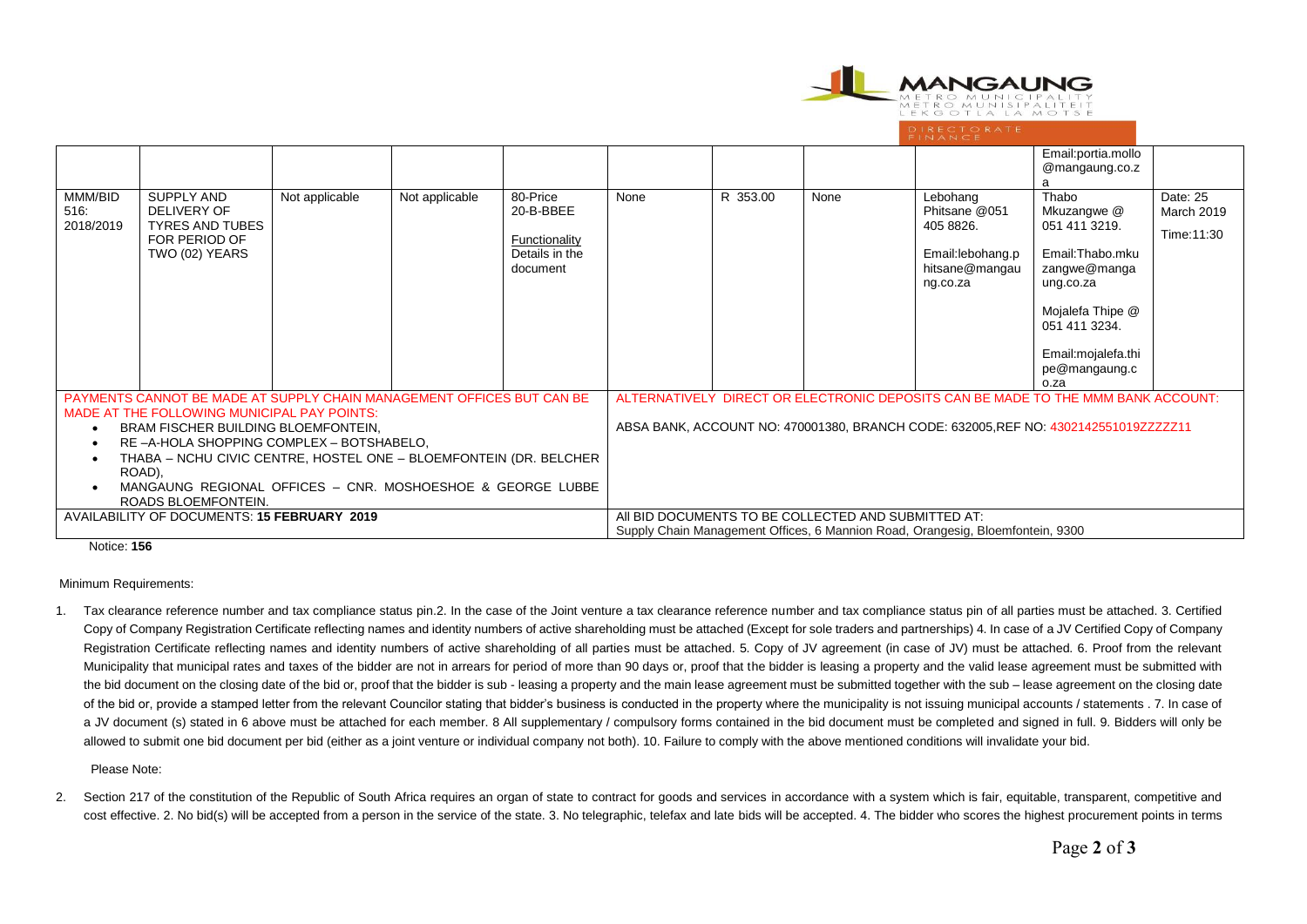| | | | | | | | | | Email:portia.mollo @mangaung.co.za | |
|---|---|---|---|---|---|---|---|---|---|---|
| MMM/BID 516: 2018/2019 | SUPPLY AND DELIVERY OF TYRES AND TUBES FOR PERIOD OF TWO (02) YEARS | Not applicable | Not applicable | 80-Price 20-B-BBEE Functionality Details in the document | None | R 353.00 | None | Lebohang Phitsane @051 405 8826. Email:lebohang.phitsane@mangaung.co.za | Thabo Mkuzangwe @ 051 411 3219. Email:Thabo.mkuzangwe@mangaung.co.za Mojalefa Thipe @ 051 411 3234. Email:mojalefa.thipe@mangaung.co.za | Date: 25 March 2019 Time:11:30 |

| PAYMENTS CANNOT BE MADE AT SUPPLY CHAIN MANAGEMENT OFFICES BUT CAN BE MADE AT THE FOLLOWING MUNICIPAL PAY POINTS: | ALTERNATIVELY DIRECT OR ELECTRONIC DEPOSITS CAN BE MADE TO THE MMM BANK ACCOUNT: |
|---|---|
| • BRAM FISCHER BUILDING BLOEMFONTEIN, • RE –A-HOLA SHOPPING COMPLEX – BOTSHABELO, • THABA – NCHU CIVIC CENTRE, HOSTEL ONE – BLOEMFONTEIN (DR. BELCHER ROAD), • MANGAUNG REGIONAL OFFICES – CNR. MOSHOESHOE & GEORGE LUBBE ROADS BLOEMFONTEIN. | ABSA BANK, ACCOUNT NO: 470001380, BRANCH CODE: 632005,REF NO: 4302142551019ZZZZZ11 |
| AVAILABILITY OF DOCUMENTS: **15 FEBRUARY 2019** | All BID DOCUMENTS TO BE COLLECTED AND SUBMITTED AT: Supply Chain Management Offices, 6 Mannion Road, Orangesig, Bloemfontein, 9300 |

Notice: **156**

Minimum Requirements:

1. Tax clearance reference number and tax compliance status pin.2. In the case of the Joint venture a tax clearance reference number and tax compliance status pin of all parties must be attached. 3. Certified Copy of Company Registration Certificate reflecting names and identity numbers of active shareholding must be attached (Except for sole traders and partnerships) 4. In case of a JV Certified Copy of Company Registration Certificate reflecting names and identity numbers of active shareholding of all parties must be attached. 5. Copy of JV agreement (in case of JV) must be attached. 6. Proof from the relevant Municipality that municipal rates and taxes of the bidder are not in arrears for period of more than 90 days or, proof that the bidder is leasing a property and the valid lease agreement must be submitted with the bid document on the closing date of the bid or, proof that the bidder is sub - leasing a property and the main lease agreement must be submitted together with the sub – lease agreement on the closing date of the bid or, provide a stamped letter from the relevant Councilor stating that bidder's business is conducted in the property where the municipality is not issuing municipal accounts / statements . 7. In case of a JV document (s) stated in 6 above must be attached for each member. 8 All supplementary / compulsory forms contained in the bid document must be completed and signed in full. 9. Bidders will only be allowed to submit one bid document per bid (either as a joint venture or individual company not both). 10. Failure to comply with the above mentioned conditions will invalidate your bid.

Please Note:

2. Section 217 of the constitution of the Republic of South Africa requires an organ of state to contract for goods and services in accordance with a system which is fair, equitable, transparent, competitive and cost effective. 2. No bid(s) will be accepted from a person in the service of the state. 3. No telegraphic, telefax and late bids will be accepted. 4. The bidder who scores the highest procurement points in terms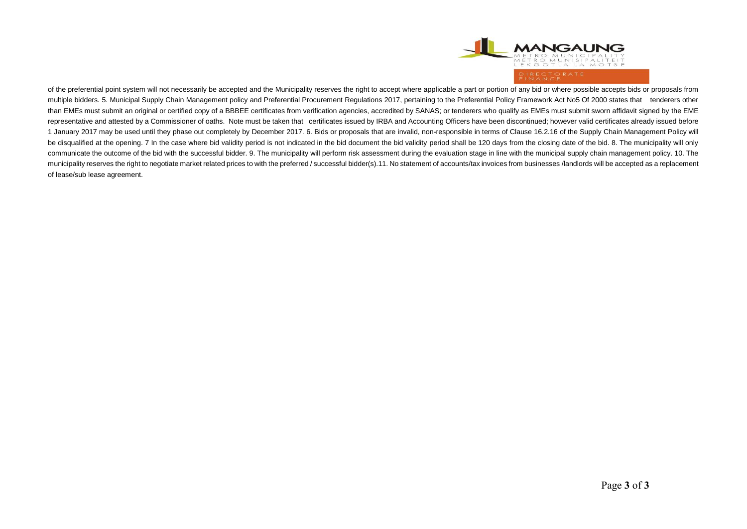of the preferential point system will not necessarily be accepted and the Municipality reserves the right to accept where applicable a part or portion of any bid or where possible accepts bids or proposals from multiple bidders. 5. Municipal Supply Chain Management policy and Preferential Procurement Regulations 2017, pertaining to the Preferential Policy Framework Act No5 Of 2000 states that tenderers other than EMEs must submit an original or certified copy of a BBBEE certificates from verification agencies, accredited by SANAS; or tenderers who qualify as EMEs must submit sworn affidavit signed by the EME representative and attested by a Commissioner of oaths. Note must be taken that certificates issued by IRBA and Accounting Officers have been discontinued; however valid certificates already issued before 1 January 2017 may be used until they phase out completely by December 2017. 6. Bids or proposals that are invalid, non-responsible in terms of Clause 16.2.16 of the Supply Chain Management Policy will be disqualified at the opening. 7 In the case where bid validity period is not indicated in the bid document the bid validity period shall be 120 days from the closing date of the bid. 8. The municipality will only communicate the outcome of the bid with the successful bidder. 9. The municipality will perform risk assessment during the evaluation stage in line with the municipal supply chain management policy. 10. The municipality reserves the right to negotiate market related prices to with the preferred / successful bidder(s).11. No statement of accounts/tax invoices from businesses /landlords will be accepted as a replacement of lease/sub lease agreement.